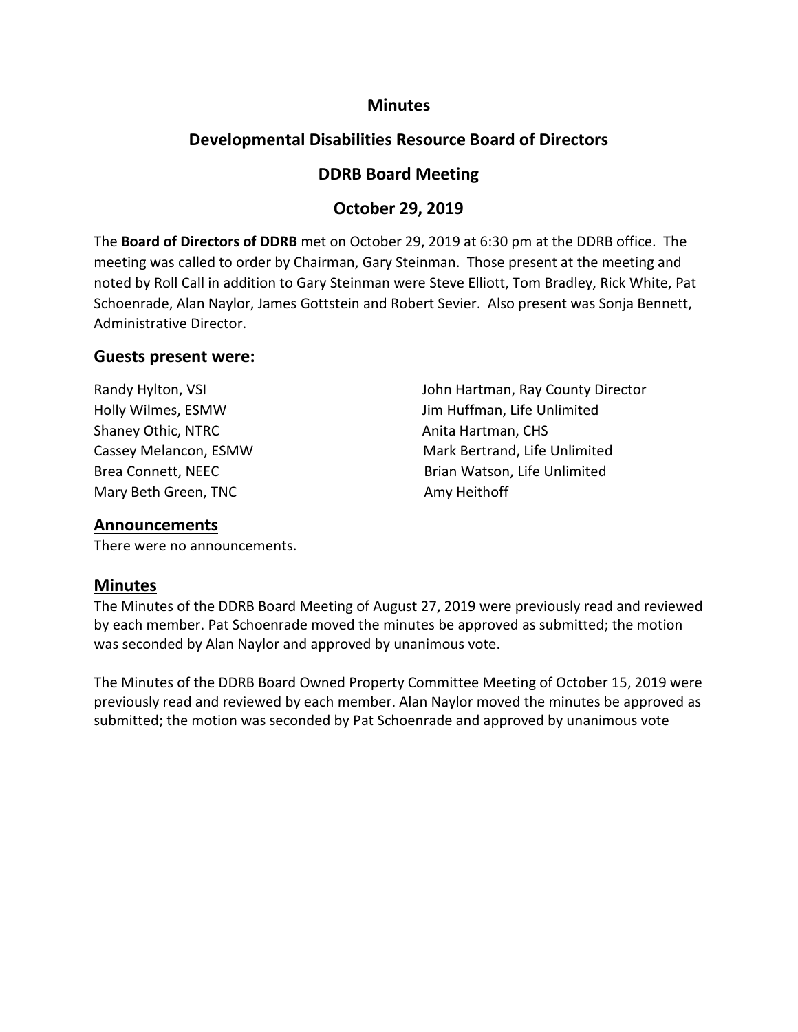# Minutes

## Developmental Disabilities Resource Board of Directors

## DDRB Board Meeting

## October 29, 2019

The **Board of Directors of DDRB** met on October 29, 2019 at 6:30 pm at the DDRB office. The meeting was called to order by Chairman, Gary Steinman. Those present at the meeting and noted by Roll Call in addition to Gary Steinman were Steve Elliott, Tom Bradley, Rick White, Pat Schoenrade, Alan Naylor, James Gottstein and Robert Sevier. Also present was Sonja Bennett, Administrative Director.

### Guests present were:

Randy Hylton, VSI
Holly Wilmes, ESMW
Shaney Othic, NTRC
Cassey Melancon, ESMW
Brea Connett, NEEC
Mary Beth Green, TNC
John Hartman, Ray County Director
Jim Huffman, Life Unlimited
Anita Hartman, CHS
Mark Bertrand, Life Unlimited
Brian Watson, Life Unlimited
Amy Heithoff

### Announcements

There were no announcements.

### Minutes

The Minutes of the DDRB Board Meeting of August 27, 2019 were previously read and reviewed by each member. Pat Schoenrade moved the minutes be approved as submitted; the motion was seconded by Alan Naylor and approved by unanimous vote.

The Minutes of the DDRB Board Owned Property Committee Meeting of October 15, 2019 were previously read and reviewed by each member. Alan Naylor moved the minutes be approved as submitted; the motion was seconded by Pat Schoenrade and approved by unanimous vote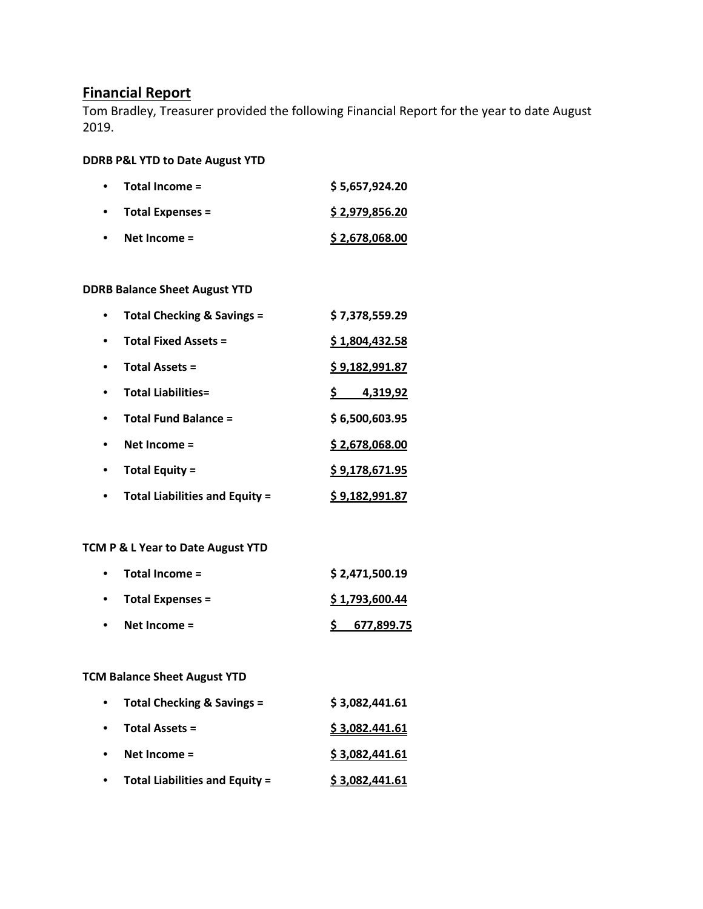## Financial Report

Tom Bradley, Treasurer provided the following Financial Report for the year to date August 2019.

**DDRB P&L YTD to Date August YTD**

- **Total Income =** **$ 5,657,924.20**
- **Total Expenses =** **$ 2,979,856.20**
- **Net Income =** **$ 2,678,068.00**

**DDRB Balance Sheet August YTD**

- **Total Checking & Savings =** **$ 7,378,559.29**
- **Total Fixed Assets =** **$ 1,804,432.58**
- **Total Assets =** **$ 9,182,991.87**
- **Total Liabilities=** **$ 4,319,92**
- **Total Fund Balance =** **$ 6,500,603.95**
- **Net Income =** **$ 2,678,068.00**
- **Total Equity =** **$ 9,178,671.95**
- **Total Liabilities and Equity =** **$ 9,182,991.87**

**TCM P & L Year to Date August YTD**

- **Total Income =** **$ 2,471,500.19**
- **Total Expenses =** **$ 1,793,600.44**
- **Net Income =** **$ 677,899.75**

**TCM Balance Sheet August YTD**

- **Total Checking & Savings =** **$ 3,082,441.61**
- **Total Assets =** **$ 3,082.441.61**
- **Net Income =** **$ 3,082,441.61**
- **Total Liabilities and Equity =** **$ 3,082,441.61**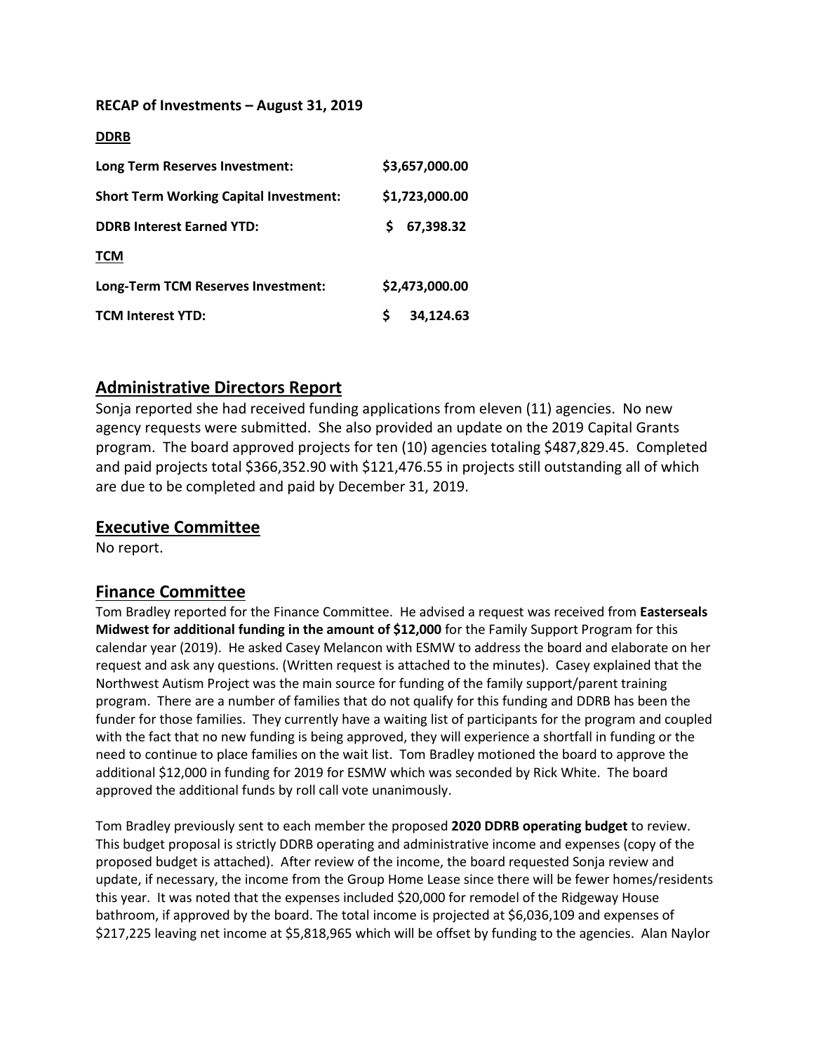**RECAP of Investments – August 31, 2019**

**DDRB**

| | |
|---|---|
| **Long Term Reserves Investment:** | **$3,657,000.00** |
| **Short Term Working Capital Investment:** | **$1,723,000.00** |
| **DDRB Interest Earned YTD:** | **$ 67,398.32** |

**TCM**

| | |
|---|---|
| **Long-Term TCM Reserves Investment:** | **$2,473,000.00** |
| **TCM Interest YTD:** | **$ 34,124.63** |

## Administrative Directors Report

Sonja reported she had received funding applications from eleven (11) agencies. No new agency requests were submitted. She also provided an update on the 2019 Capital Grants program. The board approved projects for ten (10) agencies totaling $487,829.45. Completed and paid projects total $366,352.90 with $121,476.55 in projects still outstanding all of which are due to be completed and paid by December 31, 2019.

## Executive Committee

No report.

## Finance Committee

Tom Bradley reported for the Finance Committee. He advised a request was received from **Easterseals Midwest for additional funding in the amount of $12,000** for the Family Support Program for this calendar year (2019). He asked Casey Melancon with ESMW to address the board and elaborate on her request and ask any questions. (Written request is attached to the minutes). Casey explained that the Northwest Autism Project was the main source for funding of the family support/parent training program. There are a number of families that do not qualify for this funding and DDRB has been the funder for those families. They currently have a waiting list of participants for the program and coupled with the fact that no new funding is being approved, they will experience a shortfall in funding or the need to continue to place families on the wait list. Tom Bradley motioned the board to approve the additional $12,000 in funding for 2019 for ESMW which was seconded by Rick White. The board approved the additional funds by roll call vote unanimously.

Tom Bradley previously sent to each member the proposed **2020 DDRB operating budget** to review. This budget proposal is strictly DDRB operating and administrative income and expenses (copy of the proposed budget is attached). After review of the income, the board requested Sonja review and update, if necessary, the income from the Group Home Lease since there will be fewer homes/residents this year. It was noted that the expenses included $20,000 for remodel of the Ridgeway House bathroom, if approved by the board. The total income is projected at $6,036,109 and expenses of $217,225 leaving net income at $5,818,965 which will be offset by funding to the agencies. Alan Naylor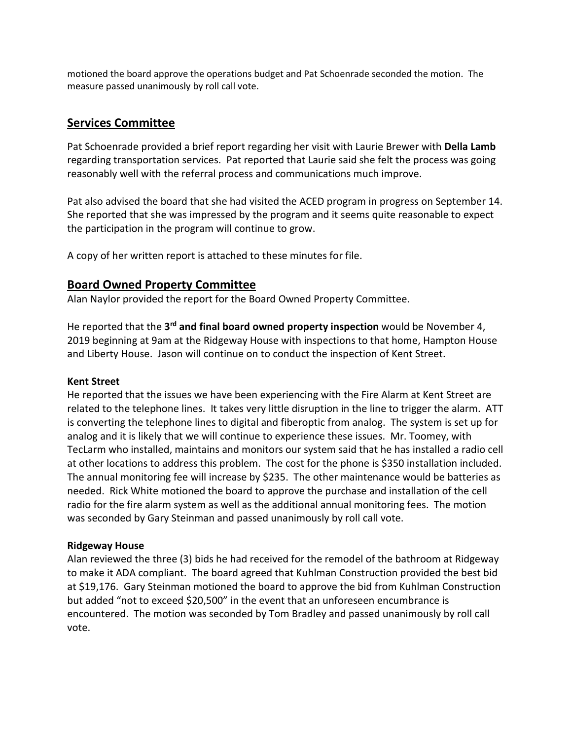motioned the board approve the operations budget and Pat Schoenrade seconded the motion. The measure passed unanimously by roll call vote.

## Services Committee

Pat Schoenrade provided a brief report regarding her visit with Laurie Brewer with **Della Lamb** regarding transportation services. Pat reported that Laurie said she felt the process was going reasonably well with the referral process and communications much improve.

Pat also advised the board that she had visited the ACED program in progress on September 14. She reported that she was impressed by the program and it seems quite reasonable to expect the participation in the program will continue to grow.

A copy of her written report is attached to these minutes for file.

## Board Owned Property Committee

Alan Naylor provided the report for the Board Owned Property Committee.

He reported that the **3rd and final board owned property inspection** would be November 4, 2019 beginning at 9am at the Ridgeway House with inspections to that home, Hampton House and Liberty House. Jason will continue on to conduct the inspection of Kent Street.

### Kent Street

He reported that the issues we have been experiencing with the Fire Alarm at Kent Street are related to the telephone lines. It takes very little disruption in the line to trigger the alarm. ATT is converting the telephone lines to digital and fiberoptic from analog. The system is set up for analog and it is likely that we will continue to experience these issues. Mr. Toomey, with TecLarm who installed, maintains and monitors our system said that he has installed a radio cell at other locations to address this problem. The cost for the phone is $350 installation included. The annual monitoring fee will increase by $235. The other maintenance would be batteries as needed. Rick White motioned the board to approve the purchase and installation of the cell radio for the fire alarm system as well as the additional annual monitoring fees. The motion was seconded by Gary Steinman and passed unanimously by roll call vote.

### Ridgeway House

Alan reviewed the three (3) bids he had received for the remodel of the bathroom at Ridgeway to make it ADA compliant. The board agreed that Kuhlman Construction provided the best bid at $19,176. Gary Steinman motioned the board to approve the bid from Kuhlman Construction but added "not to exceed $20,500" in the event that an unforeseen encumbrance is encountered. The motion was seconded by Tom Bradley and passed unanimously by roll call vote.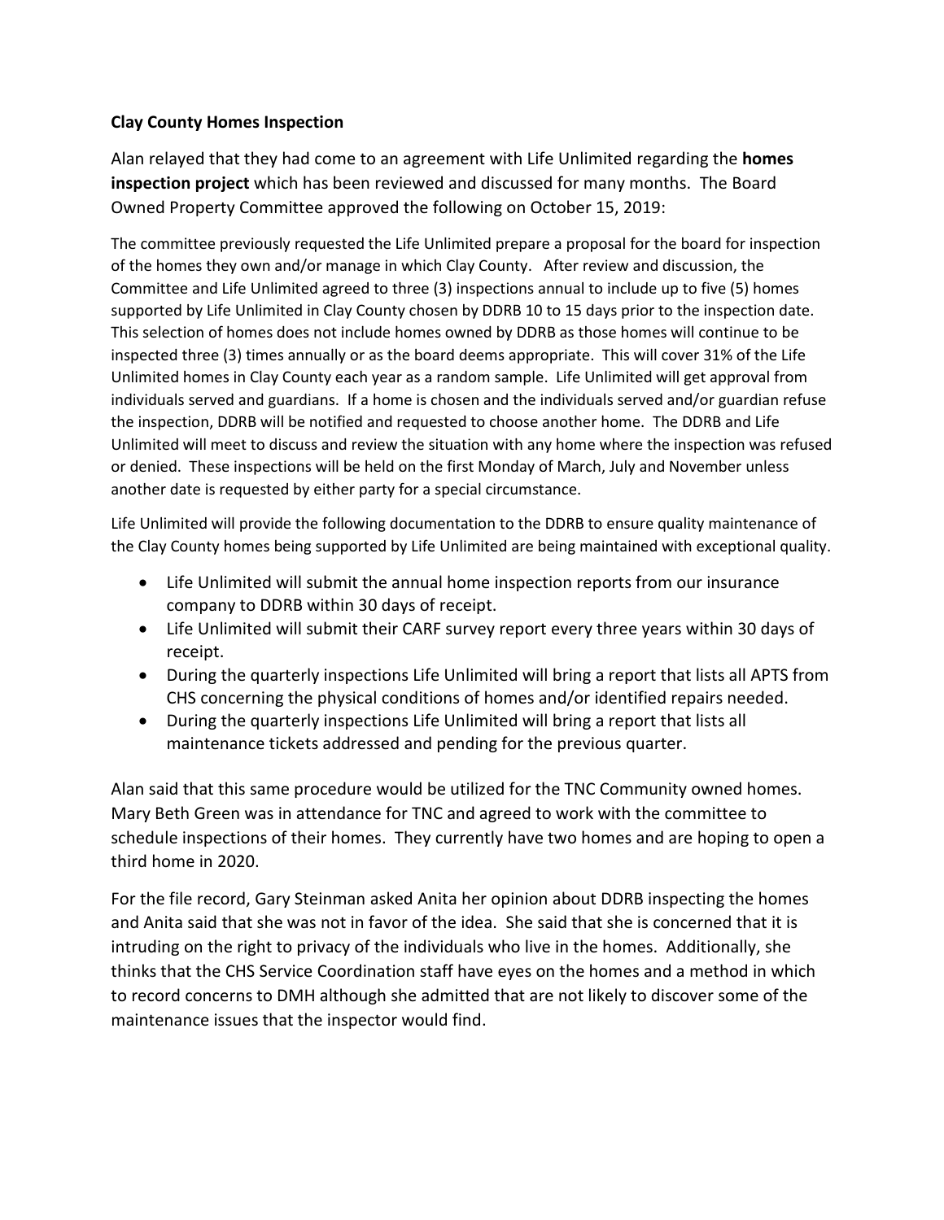**Clay County Homes Inspection**

Alan relayed that they had come to an agreement with Life Unlimited regarding the **homes inspection project** which has been reviewed and discussed for many months. The Board Owned Property Committee approved the following on October 15, 2019:

The committee previously requested the Life Unlimited prepare a proposal for the board for inspection of the homes they own and/or manage in which Clay County. After review and discussion, the Committee and Life Unlimited agreed to three (3) inspections annual to include up to five (5) homes supported by Life Unlimited in Clay County chosen by DDRB 10 to 15 days prior to the inspection date. This selection of homes does not include homes owned by DDRB as those homes will continue to be inspected three (3) times annually or as the board deems appropriate. This will cover 31% of the Life Unlimited homes in Clay County each year as a random sample. Life Unlimited will get approval from individuals served and guardians. If a home is chosen and the individuals served and/or guardian refuse the inspection, DDRB will be notified and requested to choose another home. The DDRB and Life Unlimited will meet to discuss and review the situation with any home where the inspection was refused or denied. These inspections will be held on the first Monday of March, July and November unless another date is requested by either party for a special circumstance.

Life Unlimited will provide the following documentation to the DDRB to ensure quality maintenance of the Clay County homes being supported by Life Unlimited are being maintained with exceptional quality.

- Life Unlimited will submit the annual home inspection reports from our insurance company to DDRB within 30 days of receipt.
- Life Unlimited will submit their CARF survey report every three years within 30 days of receipt.
- During the quarterly inspections Life Unlimited will bring a report that lists all APTS from CHS concerning the physical conditions of homes and/or identified repairs needed.
- During the quarterly inspections Life Unlimited will bring a report that lists all maintenance tickets addressed and pending for the previous quarter.

Alan said that this same procedure would be utilized for the TNC Community owned homes. Mary Beth Green was in attendance for TNC and agreed to work with the committee to schedule inspections of their homes. They currently have two homes and are hoping to open a third home in 2020.

For the file record, Gary Steinman asked Anita her opinion about DDRB inspecting the homes and Anita said that she was not in favor of the idea. She said that she is concerned that it is intruding on the right to privacy of the individuals who live in the homes. Additionally, she thinks that the CHS Service Coordination staff have eyes on the homes and a method in which to record concerns to DMH although she admitted that are not likely to discover some of the maintenance issues that the inspector would find.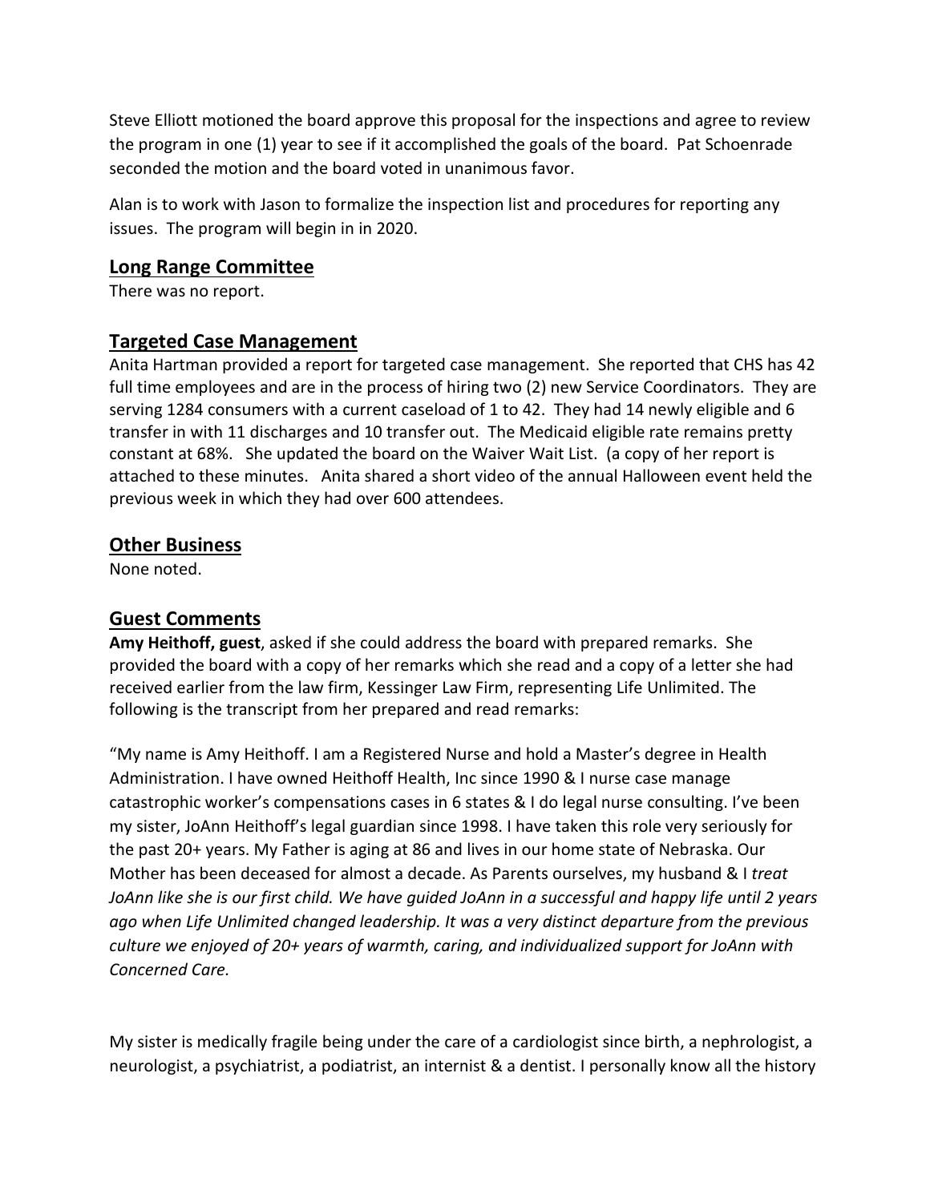Steve Elliott motioned the board approve this proposal for the inspections and agree to review the program in one (1) year to see if it accomplished the goals of the board. Pat Schoenrade seconded the motion and the board voted in unanimous favor.

Alan is to work with Jason to formalize the inspection list and procedures for reporting any issues. The program will begin in in 2020.

## Long Range Committee

There was no report.

## Targeted Case Management

Anita Hartman provided a report for targeted case management. She reported that CHS has 42 full time employees and are in the process of hiring two (2) new Service Coordinators. They are serving 1284 consumers with a current caseload of 1 to 42. They had 14 newly eligible and 6 transfer in with 11 discharges and 10 transfer out. The Medicaid eligible rate remains pretty constant at 68%. She updated the board on the Waiver Wait List. (a copy of her report is attached to these minutes. Anita shared a short video of the annual Halloween event held the previous week in which they had over 600 attendees.

## Other Business

None noted.

## Guest Comments

**Amy Heithoff, guest**, asked if she could address the board with prepared remarks. She provided the board with a copy of her remarks which she read and a copy of a letter she had received earlier from the law firm, Kessinger Law Firm, representing Life Unlimited. The following is the transcript from her prepared and read remarks:

"My name is Amy Heithoff. I am a Registered Nurse and hold a Master's degree in Health Administration. I have owned Heithoff Health, Inc since 1990 & I nurse case manage catastrophic worker's compensations cases in 6 states & I do legal nurse consulting. I've been my sister, JoAnn Heithoff's legal guardian since 1998. I have taken this role very seriously for the past 20+ years. My Father is aging at 86 and lives in our home state of Nebraska. Our Mother has been deceased for almost a decade. As Parents ourselves, my husband & I *treat JoAnn like she is our first child. We have guided JoAnn in a successful and happy life until 2 years ago when Life Unlimited changed leadership. It was a very distinct departure from the previous culture we enjoyed of 20+ years of warmth, caring, and individualized support for JoAnn with Concerned Care.*

My sister is medically fragile being under the care of a cardiologist since birth, a nephrologist, a neurologist, a psychiatrist, a podiatrist, an internist & a dentist. I personally know all the history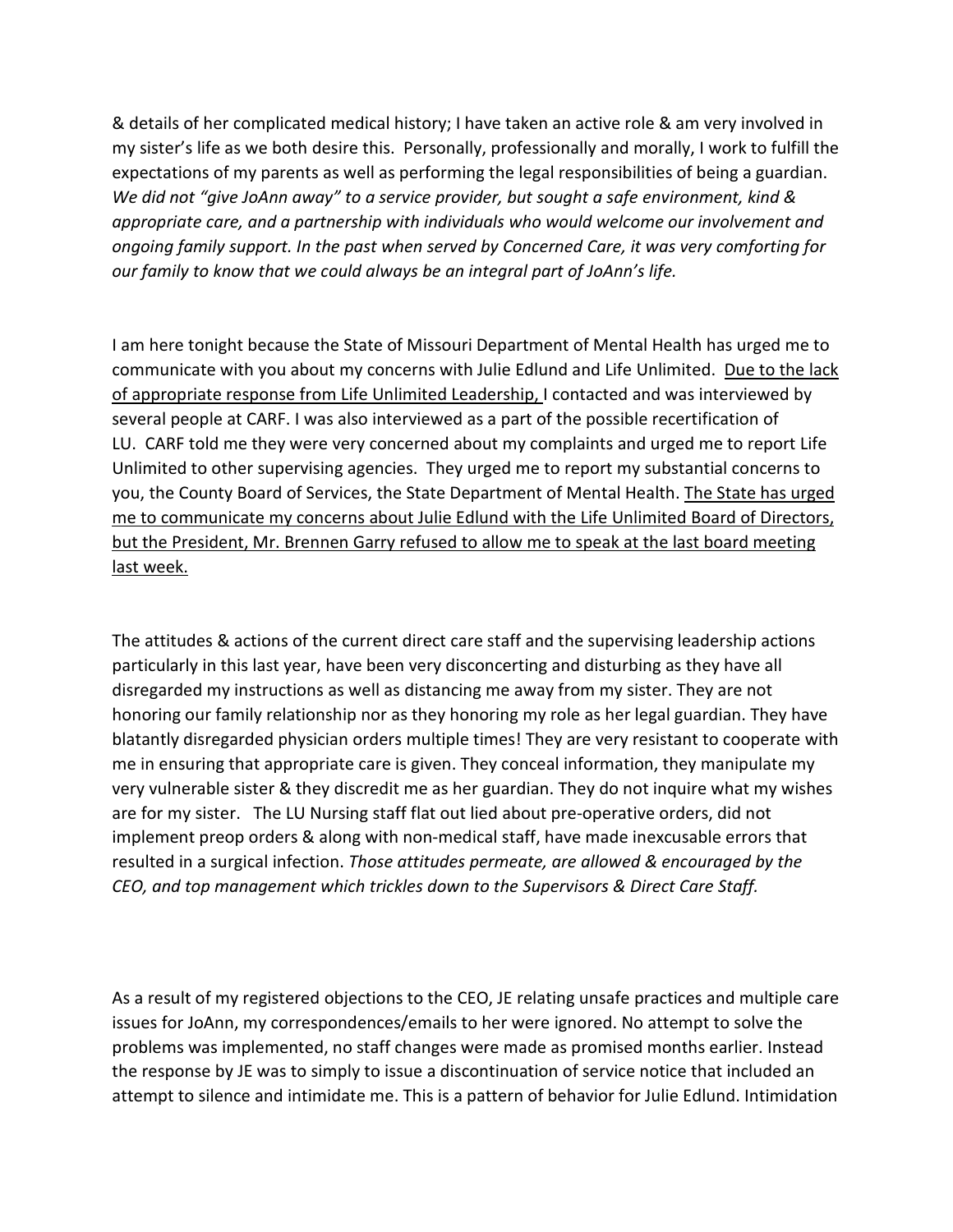& details of her complicated medical history; I have taken an active role & am very involved in my sister's life as we both desire this. Personally, professionally and morally, I work to fulfill the expectations of my parents as well as performing the legal responsibilities of being a guardian. *We did not "give JoAnn away" to a service provider, but sought a safe environment, kind & appropriate care, and a partnership with individuals who would welcome our involvement and ongoing family support. In the past when served by Concerned Care, it was very comforting for our family to know that we could always be an integral part of JoAnn's life.*

I am here tonight because the State of Missouri Department of Mental Health has urged me to communicate with you about my concerns with Julie Edlund and Life Unlimited. <u>Due to the lack of appropriate response from Life Unlimited Leadership,</u> I contacted and was interviewed by several people at CARF. I was also interviewed as a part of the possible recertification of LU. CARF told me they were very concerned about my complaints and urged me to report Life Unlimited to other supervising agencies. They urged me to report my substantial concerns to you, the County Board of Services, the State Department of Mental Health. <u>The State has urged me to communicate my concerns about Julie Edlund with the Life Unlimited Board of Directors, but the President, Mr. Brennen Garry refused to allow me to speak at the last board meeting last week.</u>

The attitudes & actions of the current direct care staff and the supervising leadership actions particularly in this last year, have been very disconcerting and disturbing as they have all disregarded my instructions as well as distancing me away from my sister. They are not honoring our family relationship nor as they honoring my role as her legal guardian. They have blatantly disregarded physician orders multiple times! They are very resistant to cooperate with me in ensuring that appropriate care is given. They conceal information, they manipulate my very vulnerable sister & they discredit me as her guardian. They do not inquire what my wishes are for my sister. The LU Nursing staff flat out lied about pre-operative orders, did not implement preop orders & along with non-medical staff, have made inexcusable errors that resulted in a surgical infection. *Those attitudes permeate, are allowed & encouraged by the CEO, and top management which trickles down to the Supervisors & Direct Care Staff.*

As a result of my registered objections to the CEO, JE relating unsafe practices and multiple care issues for JoAnn, my correspondences/emails to her were ignored. No attempt to solve the problems was implemented, no staff changes were made as promised months earlier. Instead the response by JE was to simply to issue a discontinuation of service notice that included an attempt to silence and intimidate me. This is a pattern of behavior for Julie Edlund. Intimidation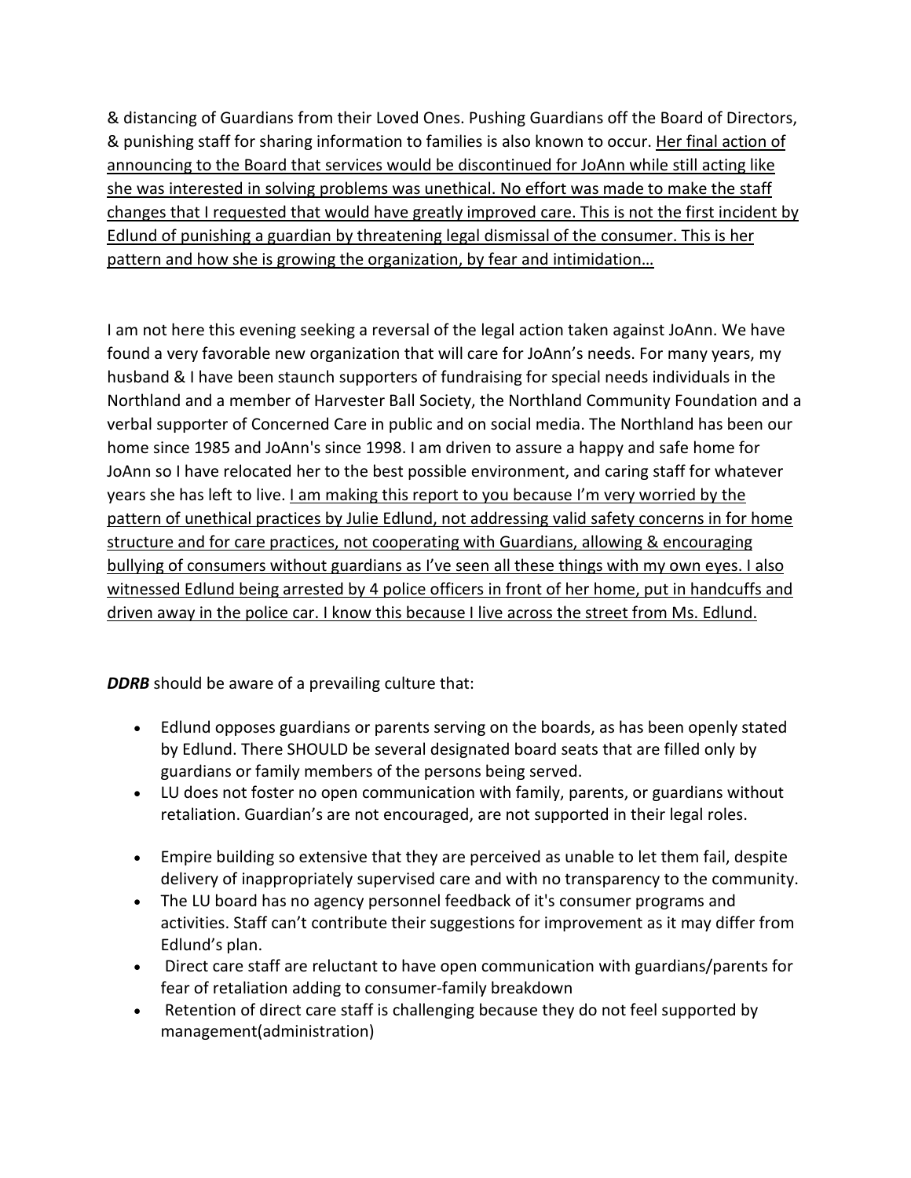& distancing of Guardians from their Loved Ones. Pushing Guardians off the Board of Directors, & punishing staff for sharing information to families is also known to occur. <u>Her final action of announcing to the Board that services would be discontinued for JoAnn while still acting like she was interested in solving problems was unethical. No effort was made to make the staff changes that I requested that would have greatly improved care. This is not the first incident by Edlund of punishing a guardian by threatening legal dismissal of the consumer. This is her pattern and how she is growing the organization, by fear and intimidation…</u>

I am not here this evening seeking a reversal of the legal action taken against JoAnn. We have found a very favorable new organization that will care for JoAnn's needs. For many years, my husband & I have been staunch supporters of fundraising for special needs individuals in the Northland and a member of Harvester Ball Society, the Northland Community Foundation and a verbal supporter of Concerned Care in public and on social media. The Northland has been our home since 1985 and JoAnn's since 1998. I am driven to assure a happy and safe home for JoAnn so I have relocated her to the best possible environment, and caring staff for whatever years she has left to live. <u>I am making this report to you because I'm very worried by the pattern of unethical practices by Julie Edlund, not addressing valid safety concerns in for home structure and for care practices, not cooperating with Guardians, allowing & encouraging bullying of consumers without guardians as I've seen all these things with my own eyes. I also witnessed Edlund being arrested by 4 police officers in front of her home, put in handcuffs and driven away in the police car. I know this because I live across the street from Ms. Edlund.</u>

***DDRB*** should be aware of a prevailing culture that:

- Edlund opposes guardians or parents serving on the boards, as has been openly stated by Edlund. There SHOULD be several designated board seats that are filled only by guardians or family members of the persons being served.
- LU does not foster no open communication with family, parents, or guardians without retaliation. Guardian's are not encouraged, are not supported in their legal roles.
- Empire building so extensive that they are perceived as unable to let them fail, despite delivery of inappropriately supervised care and with no transparency to the community.
- The LU board has no agency personnel feedback of it's consumer programs and activities. Staff can't contribute their suggestions for improvement as it may differ from Edlund's plan.
- Direct care staff are reluctant to have open communication with guardians/parents for fear of retaliation adding to consumer-family breakdown
- Retention of direct care staff is challenging because they do not feel supported by management(administration)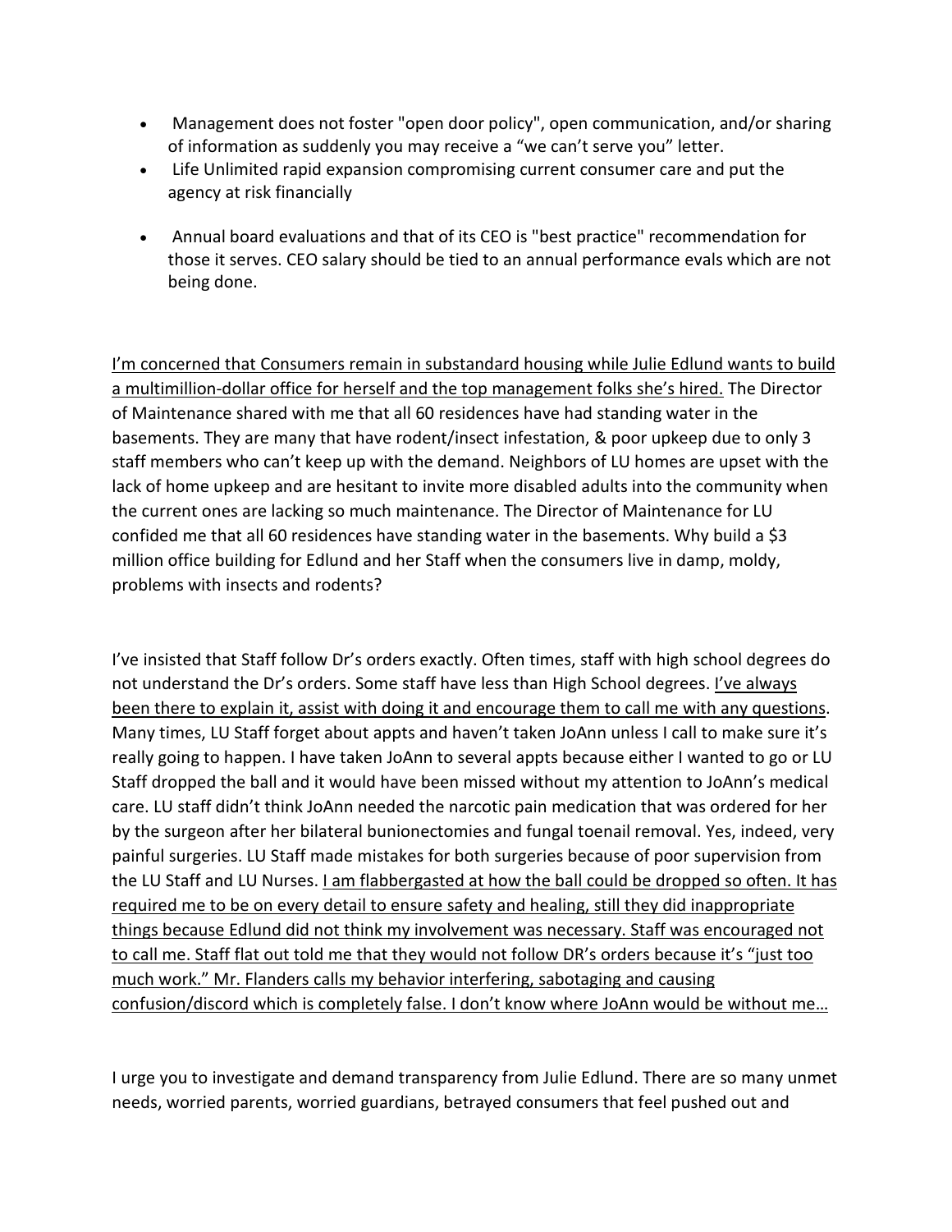- Management does not foster "open door policy", open communication, and/or sharing of information as suddenly you may receive a "we can't serve you" letter.
- Life Unlimited rapid expansion compromising current consumer care and put the agency at risk financially
- Annual board evaluations and that of its CEO is "best practice" recommendation for those it serves. CEO salary should be tied to an annual performance evals which are not being done.

<u>I'm concerned that Consumers remain in substandard housing while Julie Edlund wants to build a multimillion-dollar office for herself and the top management folks she's hired.</u> The Director of Maintenance shared with me that all 60 residences have had standing water in the basements. They are many that have rodent/insect infestation, & poor upkeep due to only 3 staff members who can't keep up with the demand. Neighbors of LU homes are upset with the lack of home upkeep and are hesitant to invite more disabled adults into the community when the current ones are lacking so much maintenance. The Director of Maintenance for LU confided me that all 60 residences have standing water in the basements. Why build a $3 million office building for Edlund and her Staff when the consumers live in damp, moldy, problems with insects and rodents?

I've insisted that Staff follow Dr's orders exactly. Often times, staff with high school degrees do not understand the Dr's orders. Some staff have less than High School degrees. <u>I've always been there to explain it, assist with doing it and encourage them to call me with any questions</u>. Many times, LU Staff forget about appts and haven't taken JoAnn unless I call to make sure it's really going to happen. I have taken JoAnn to several appts because either I wanted to go or LU Staff dropped the ball and it would have been missed without my attention to JoAnn's medical care. LU staff didn't think JoAnn needed the narcotic pain medication that was ordered for her by the surgeon after her bilateral bunionectomies and fungal toenail removal. Yes, indeed, very painful surgeries. LU Staff made mistakes for both surgeries because of poor supervision from the LU Staff and LU Nurses. <u>I am flabbergasted at how the ball could be dropped so often. It has required me to be on every detail to ensure safety and healing, still they did inappropriate things because Edlund did not think my involvement was necessary. Staff was encouraged not to call me. Staff flat out told me that they would not follow DR's orders because it's "just too much work." Mr. Flanders calls my behavior interfering, sabotaging and causing confusion/discord which is completely false. I don't know where JoAnn would be without me…</u>

I urge you to investigate and demand transparency from Julie Edlund. There are so many unmet needs, worried parents, worried guardians, betrayed consumers that feel pushed out and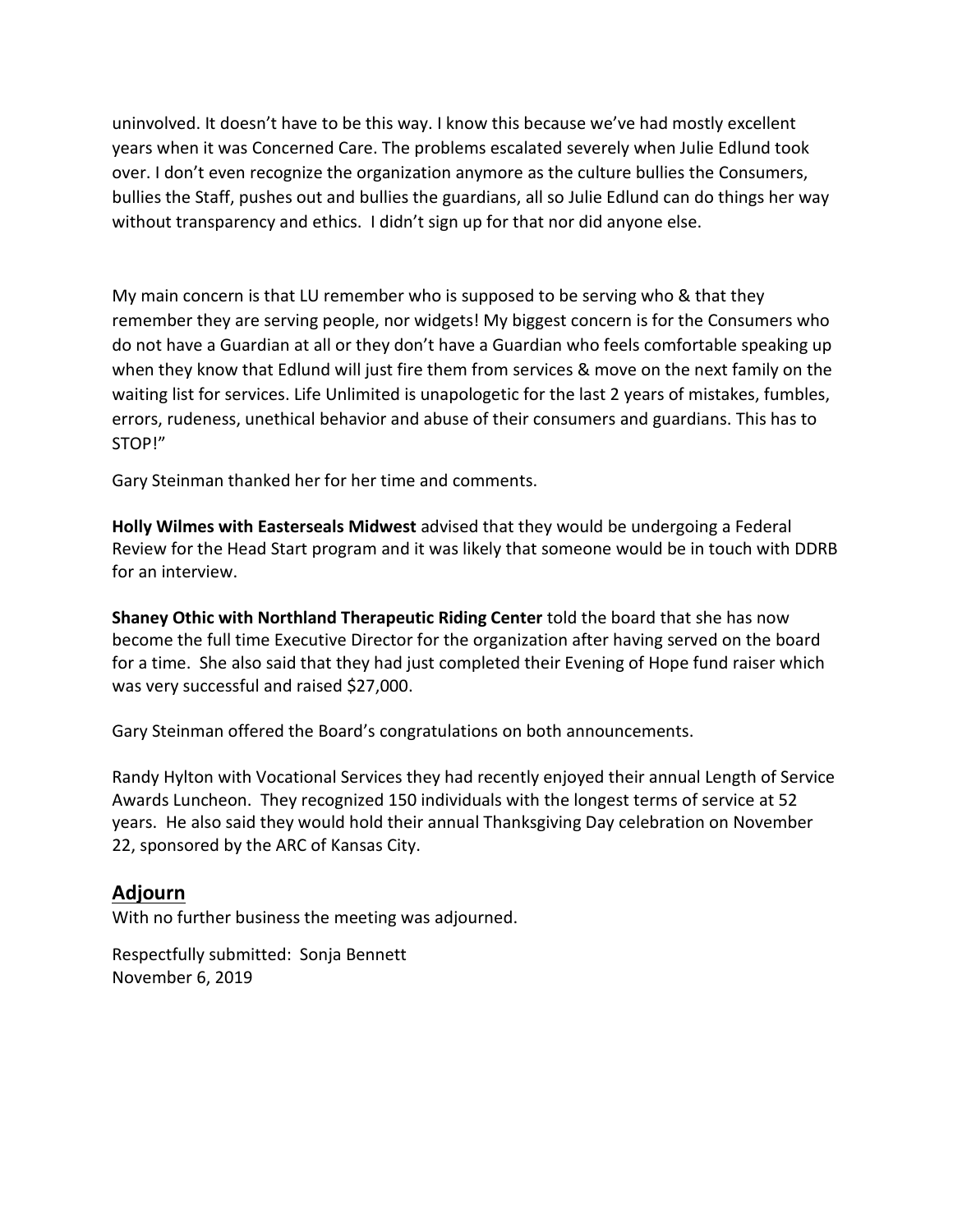uninvolved. It doesn't have to be this way. I know this because we've had mostly excellent years when it was Concerned Care. The problems escalated severely when Julie Edlund took over. I don't even recognize the organization anymore as the culture bullies the Consumers, bullies the Staff, pushes out and bullies the guardians, all so Julie Edlund can do things her way without transparency and ethics. I didn't sign up for that nor did anyone else.

My main concern is that LU remember who is supposed to be serving who & that they remember they are serving people, nor widgets! My biggest concern is for the Consumers who do not have a Guardian at all or they don't have a Guardian who feels comfortable speaking up when they know that Edlund will just fire them from services & move on the next family on the waiting list for services. Life Unlimited is unapologetic for the last 2 years of mistakes, fumbles, errors, rudeness, unethical behavior and abuse of their consumers and guardians. This has to STOP!"

Gary Steinman thanked her for her time and comments.

**Holly Wilmes with Easterseals Midwest** advised that they would be undergoing a Federal Review for the Head Start program and it was likely that someone would be in touch with DDRB for an interview.

**Shaney Othic with Northland Therapeutic Riding Center** told the board that she has now become the full time Executive Director for the organization after having served on the board for a time. She also said that they had just completed their Evening of Hope fund raiser which was very successful and raised $27,000.

Gary Steinman offered the Board's congratulations on both announcements.

Randy Hylton with Vocational Services they had recently enjoyed their annual Length of Service Awards Luncheon. They recognized 150 individuals with the longest terms of service at 52 years. He also said they would hold their annual Thanksgiving Day celebration on November 22, sponsored by the ARC of Kansas City.

## Adjourn

With no further business the meeting was adjourned.

Respectfully submitted: Sonja Bennett
November 6, 2019